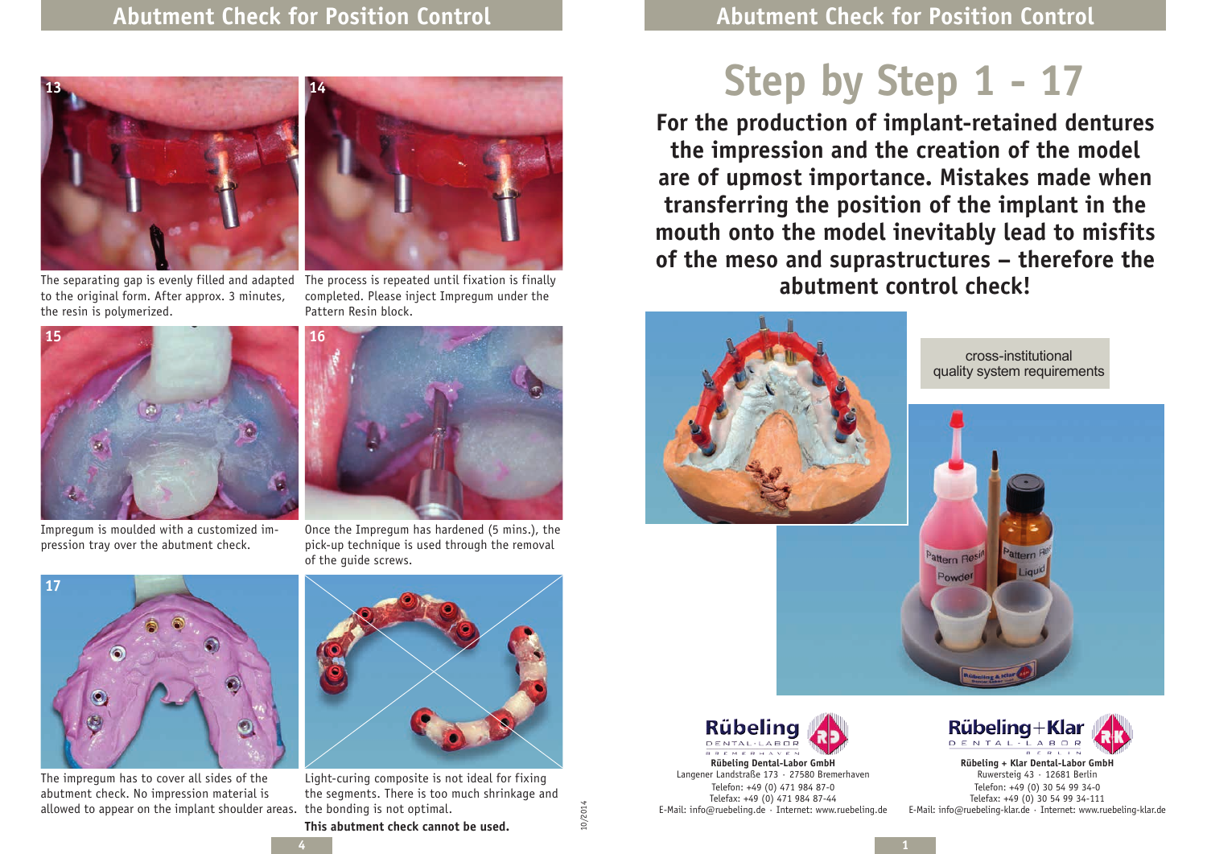# Abutment Check for Position Control

**13**

The separating gap is evenly filled and adapted to the original form. After approx. 3 minutes, the resin is polymerized.

**14**

The process is repeated until fixation is finally completed. Please inject Impregum under the Pattern Resin block.

**15**

Impregum is moulded with a customized impression tray over the abutment check.

**16**

Once the Impregum has hardened (5 mins.), the pick-up technique is used through the removal of the guide screws.

**17**

The impregum has to cover all sides of the abutment check. No impression material is allowed to appear on the implant shoulder areas.

Light-curing composite is not ideal for fixing the segments. There is too much shrinkage and the bonding is not optimal.

**This abutment check cannot be used.**

10/2014

# Abutment Check for Position Control

## Step by Step 1 - 17

**For the production of implant-retained dentures the impression and the creation of the model are of upmost importance. Mistakes made when transferring the position of the implant in the mouth onto the model inevitably lead to misfits of the meso and suprastructures – therefore the abutment control check!**

cross-institutional quality system requirements

**Rübeling Dental-Labor GmbH**
Langener Landstraße 173 · 27580 Bremerhaven
Telefon: +49 (0) 471 984 87-0
Telefax: +49 (0) 471 984 87-44
E-Mail: info@ruebeling.de · Internet: www.ruebeling.de

**Rübeling + Klar Dental-Labor GmbH**
Ruwersteig 43 · 12681 Berlin
Telefon: +49 (0) 30 54 99 34-0
Telefax: +49 (0) 30 54 99 34-111
E-Mail: info@ruebeling-klar.de · Internet: www.ruebeling-klar.de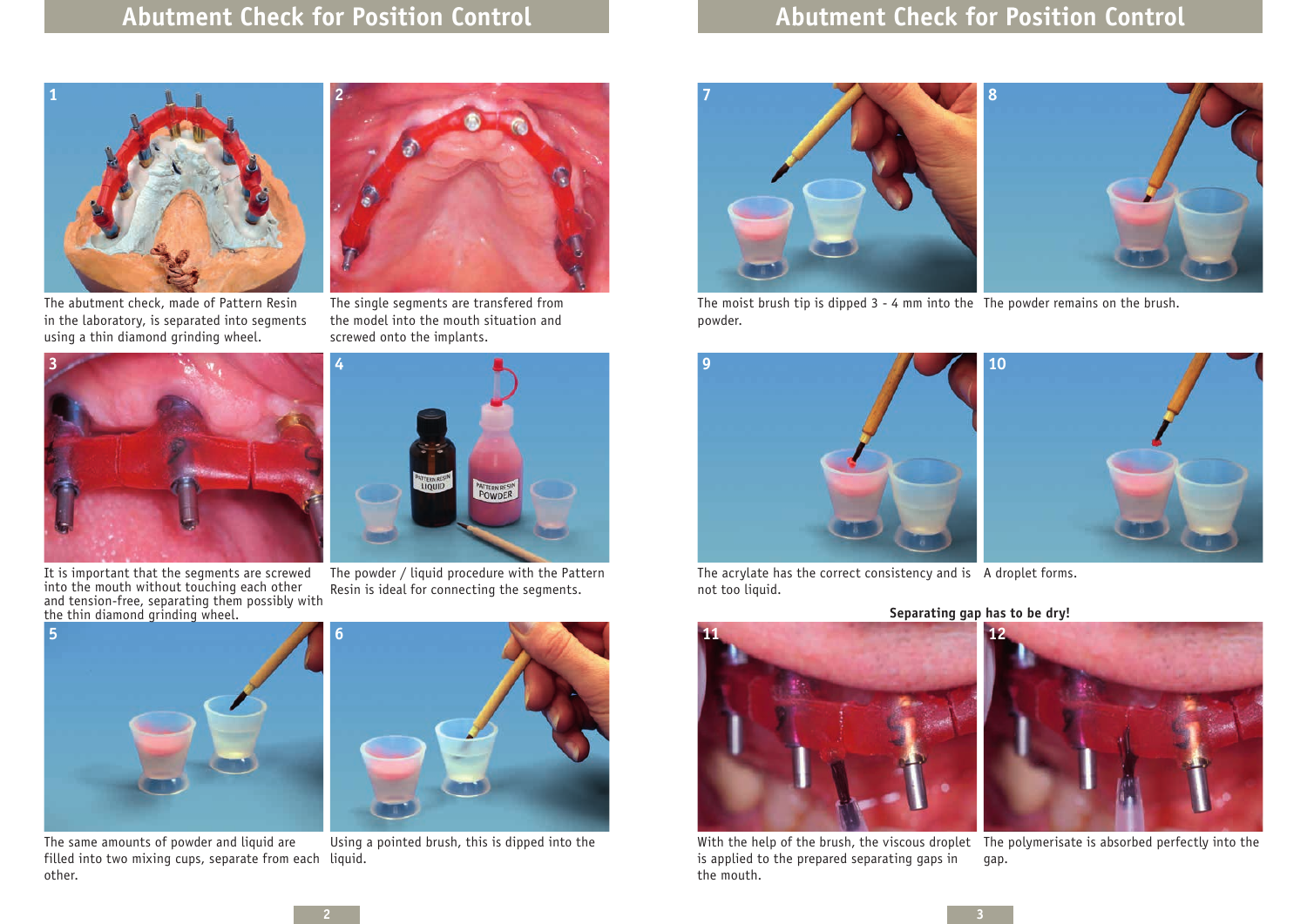# Abutment Check for Position Control

1

The abutment check, made of Pattern Resin in the laboratory, is separated into segments using a thin diamond grinding wheel.

2

The single segments are transfered from the model into the mouth situation and screwed onto the implants.

3

It is important that the segments are screwed into the mouth without touching each other and tension-free, separating them possibly with the thin diamond grinding wheel.

4

The powder / liquid procedure with the Pattern Resin is ideal for connecting the segments.

5

The same amounts of powder and liquid are filled into two mixing cups, separate from each other.

6

Using a pointed brush, this is dipped into the liquid.

# Abutment Check for Position Control

7

The moist brush tip is dipped 3 - 4 mm into the powder.

8

The powder remains on the brush.

9

The acrylate has the correct consistency and is not too liquid.

10

A droplet forms.

**Separating gap has to be dry!**

11

With the help of the brush, the viscous droplet is applied to the prepared separating gaps in the mouth.

12

The polymerisate is absorbed perfectly into the gap.